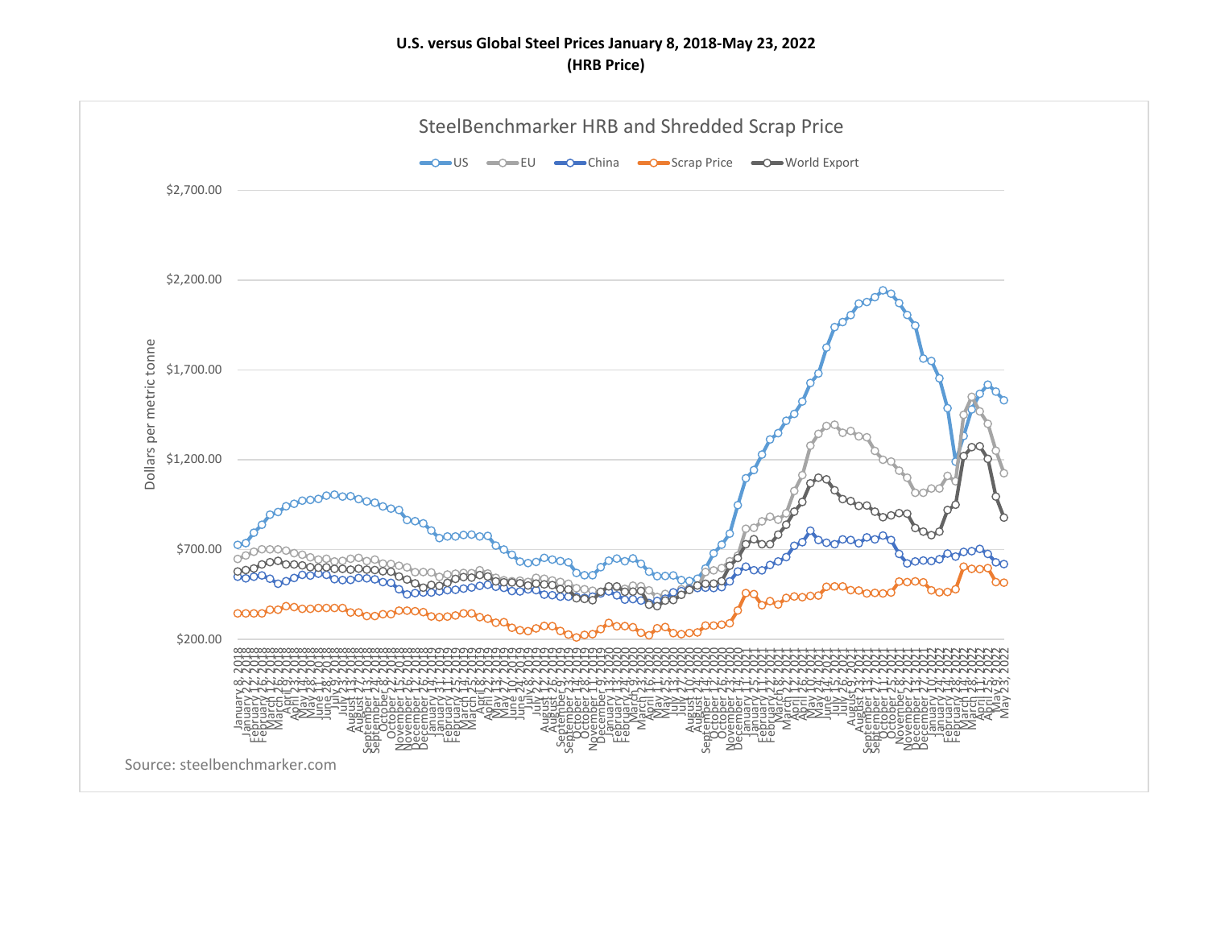**U.S. versus Global Steel Prices January 8, 2018-May 23, 2022**
**(HRB Price)**

SteelBenchmarker HRB and Shredded Scrap Price

US | EU | China | Scrap Price | World Export

Dollars per metric tonne

Source: steelbenchmarker.com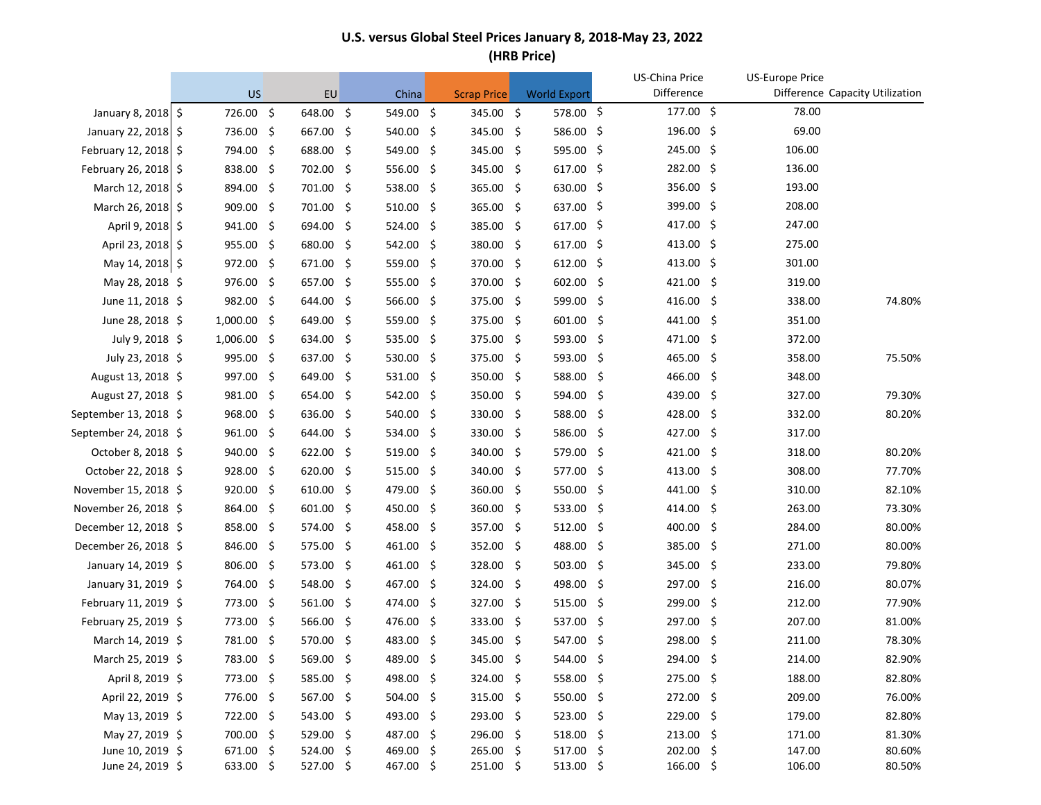# U.S. versus Global Steel Prices January 8, 2018-May 23, 2022

## (HRB Price)

| | US | EU | China | Scrap Price | World Export | US-China Price Difference | US-Europe Price Difference | Capacity Utilization |
|---|---|---|---|---|---|---|---|---|
| January 8, 2018 | $ 726.00 | $ 648.00 | $ 549.00 | $ 345.00 | $ 578.00 | $ 177.00 | $ 78.00 | |
| January 22, 2018 | $ 736.00 | $ 667.00 | $ 540.00 | $ 345.00 | $ 586.00 | $ 196.00 | $ 69.00 | |
| February 12, 2018 | $ 794.00 | $ 688.00 | $ 549.00 | $ 345.00 | $ 595.00 | $ 245.00 | $ 106.00 | |
| February 26, 2018 | $ 838.00 | $ 702.00 | $ 556.00 | $ 345.00 | $ 617.00 | $ 282.00 | $ 136.00 | |
| March 12, 2018 | $ 894.00 | $ 701.00 | $ 538.00 | $ 365.00 | $ 630.00 | $ 356.00 | $ 193.00 | |
| March 26, 2018 | $ 909.00 | $ 701.00 | $ 510.00 | $ 365.00 | $ 637.00 | $ 399.00 | $ 208.00 | |
| April 9, 2018 | $ 941.00 | $ 694.00 | $ 524.00 | $ 385.00 | $ 617.00 | $ 417.00 | $ 247.00 | |
| April 23, 2018 | $ 955.00 | $ 680.00 | $ 542.00 | $ 380.00 | $ 617.00 | $ 413.00 | $ 275.00 | |
| May 14, 2018 | $ 972.00 | $ 671.00 | $ 559.00 | $ 370.00 | $ 612.00 | $ 413.00 | $ 301.00 | |
| May 28, 2018 | $ 976.00 | $ 657.00 | $ 555.00 | $ 370.00 | $ 602.00 | $ 421.00 | $ 319.00 | |
| June 11, 2018 | $ 982.00 | $ 644.00 | $ 566.00 | $ 375.00 | $ 599.00 | $ 416.00 | $ 338.00 | 74.80% |
| June 28, 2018 | $ 1,000.00 | $ 649.00 | $ 559.00 | $ 375.00 | $ 601.00 | $ 441.00 | $ 351.00 | |
| July 9, 2018 | $ 1,006.00 | $ 634.00 | $ 535.00 | $ 375.00 | $ 593.00 | $ 471.00 | $ 372.00 | |
| July 23, 2018 | $ 995.00 | $ 637.00 | $ 530.00 | $ 375.00 | $ 593.00 | $ 465.00 | $ 358.00 | 75.50% |
| August 13, 2018 | $ 997.00 | $ 649.00 | $ 531.00 | $ 350.00 | $ 588.00 | $ 466.00 | $ 348.00 | |
| August 27, 2018 | $ 981.00 | $ 654.00 | $ 542.00 | $ 350.00 | $ 594.00 | $ 439.00 | $ 327.00 | 79.30% |
| September 13, 2018 | $ 968.00 | $ 636.00 | $ 540.00 | $ 330.00 | $ 588.00 | $ 428.00 | $ 332.00 | 80.20% |
| September 24, 2018 | $ 961.00 | $ 644.00 | $ 534.00 | $ 330.00 | $ 586.00 | $ 427.00 | $ 317.00 | |
| October 8, 2018 | $ 940.00 | $ 622.00 | $ 519.00 | $ 340.00 | $ 579.00 | $ 421.00 | $ 318.00 | 80.20% |
| October 22, 2018 | $ 928.00 | $ 620.00 | $ 515.00 | $ 340.00 | $ 577.00 | $ 413.00 | $ 308.00 | 77.70% |
| November 15, 2018 | $ 920.00 | $ 610.00 | $ 479.00 | $ 360.00 | $ 550.00 | $ 441.00 | $ 310.00 | 82.10% |
| November 26, 2018 | $ 864.00 | $ 601.00 | $ 450.00 | $ 360.00 | $ 533.00 | $ 414.00 | $ 263.00 | 73.30% |
| December 12, 2018 | $ 858.00 | $ 574.00 | $ 458.00 | $ 357.00 | $ 512.00 | $ 400.00 | $ 284.00 | 80.00% |
| December 26, 2018 | $ 846.00 | $ 575.00 | $ 461.00 | $ 352.00 | $ 488.00 | $ 385.00 | $ 271.00 | 80.00% |
| January 14, 2019 | $ 806.00 | $ 573.00 | $ 461.00 | $ 328.00 | $ 503.00 | $ 345.00 | $ 233.00 | 79.80% |
| January 31, 2019 | $ 764.00 | $ 548.00 | $ 467.00 | $ 324.00 | $ 498.00 | $ 297.00 | $ 216.00 | 80.07% |
| February 11, 2019 | $ 773.00 | $ 561.00 | $ 474.00 | $ 327.00 | $ 515.00 | $ 299.00 | $ 212.00 | 77.90% |
| February 25, 2019 | $ 773.00 | $ 566.00 | $ 476.00 | $ 333.00 | $ 537.00 | $ 297.00 | $ 207.00 | 81.00% |
| March 14, 2019 | $ 781.00 | $ 570.00 | $ 483.00 | $ 345.00 | $ 547.00 | $ 298.00 | $ 211.00 | 78.30% |
| March 25, 2019 | $ 783.00 | $ 569.00 | $ 489.00 | $ 345.00 | $ 544.00 | $ 294.00 | $ 214.00 | 82.90% |
| April 8, 2019 | $ 773.00 | $ 585.00 | $ 498.00 | $ 324.00 | $ 558.00 | $ 275.00 | $ 188.00 | 82.80% |
| April 22, 2019 | $ 776.00 | $ 567.00 | $ 504.00 | $ 315.00 | $ 550.00 | $ 272.00 | $ 209.00 | 76.00% |
| May 13, 2019 | $ 722.00 | $ 543.00 | $ 493.00 | $ 293.00 | $ 523.00 | $ 229.00 | $ 179.00 | 82.80% |
| May 27, 2019 | $ 700.00 | $ 529.00 | $ 487.00 | $ 296.00 | $ 518.00 | $ 213.00 | $ 171.00 | 81.30% |
| June 10, 2019 | $ 671.00 | $ 524.00 | $ 469.00 | $ 265.00 | $ 517.00 | $ 202.00 | $ 147.00 | 80.60% |
| June 24, 2019 | $ 633.00 | $ 527.00 | $ 467.00 | $ 251.00 | $ 513.00 | $ 166.00 | $ 106.00 | 80.50% |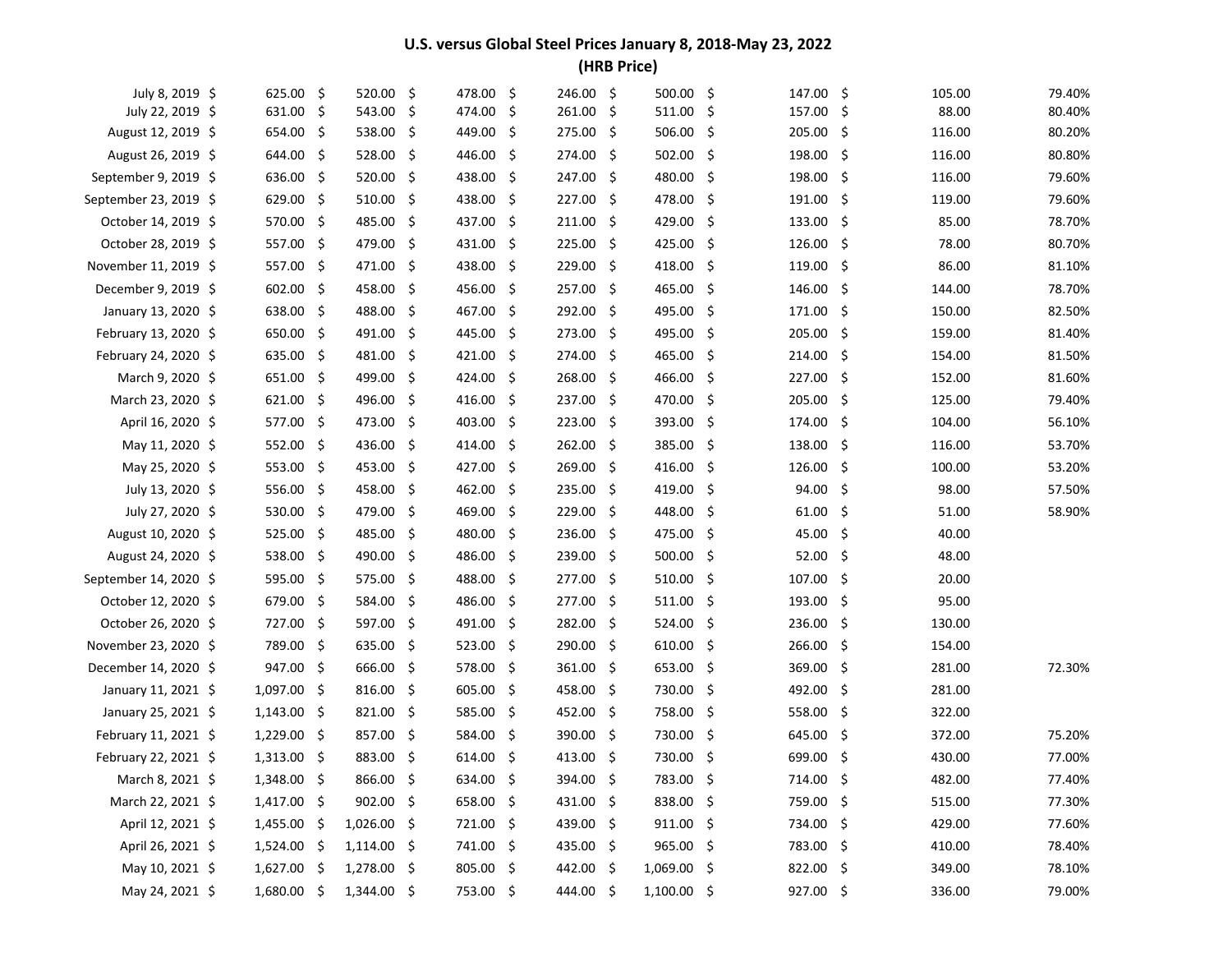# U.S. versus Global Steel Prices January 8, 2018-May 23, 2022
## (HRB Price)

| | | | | | | | | |
|---|---|---|---|---|---|---|---|---|
| July 8, 2019 | $ 625.00 | $ 520.00 | $ 478.00 | $ 246.00 | $ 500.00 | $ 147.00 | $ 105.00 | 79.40% |
| July 22, 2019 | $ 631.00 | $ 543.00 | $ 474.00 | $ 261.00 | $ 511.00 | $ 157.00 | $ 88.00 | 80.40% |
| August 12, 2019 | $ 654.00 | $ 538.00 | $ 449.00 | $ 275.00 | $ 506.00 | $ 205.00 | $ 116.00 | 80.20% |
| August 26, 2019 | $ 644.00 | $ 528.00 | $ 446.00 | $ 274.00 | $ 502.00 | $ 198.00 | $ 116.00 | 80.80% |
| September 9, 2019 | $ 636.00 | $ 520.00 | $ 438.00 | $ 247.00 | $ 480.00 | $ 198.00 | $ 116.00 | 79.60% |
| September 23, 2019 | $ 629.00 | $ 510.00 | $ 438.00 | $ 227.00 | $ 478.00 | $ 191.00 | $ 119.00 | 79.60% |
| October 14, 2019 | $ 570.00 | $ 485.00 | $ 437.00 | $ 211.00 | $ 429.00 | $ 133.00 | $ 85.00 | 78.70% |
| October 28, 2019 | $ 557.00 | $ 479.00 | $ 431.00 | $ 225.00 | $ 425.00 | $ 126.00 | $ 78.00 | 80.70% |
| November 11, 2019 | $ 557.00 | $ 471.00 | $ 438.00 | $ 229.00 | $ 418.00 | $ 119.00 | $ 86.00 | 81.10% |
| December 9, 2019 | $ 602.00 | $ 458.00 | $ 456.00 | $ 257.00 | $ 465.00 | $ 146.00 | $ 144.00 | 78.70% |
| January 13, 2020 | $ 638.00 | $ 488.00 | $ 467.00 | $ 292.00 | $ 495.00 | $ 171.00 | $ 150.00 | 82.50% |
| February 13, 2020 | $ 650.00 | $ 491.00 | $ 445.00 | $ 273.00 | $ 495.00 | $ 205.00 | $ 159.00 | 81.40% |
| February 24, 2020 | $ 635.00 | $ 481.00 | $ 421.00 | $ 274.00 | $ 465.00 | $ 214.00 | $ 154.00 | 81.50% |
| March 9, 2020 | $ 651.00 | $ 499.00 | $ 424.00 | $ 268.00 | $ 466.00 | $ 227.00 | $ 152.00 | 81.60% |
| March 23, 2020 | $ 621.00 | $ 496.00 | $ 416.00 | $ 237.00 | $ 470.00 | $ 205.00 | $ 125.00 | 79.40% |
| April 16, 2020 | $ 577.00 | $ 473.00 | $ 403.00 | $ 223.00 | $ 393.00 | $ 174.00 | $ 104.00 | 56.10% |
| May 11, 2020 | $ 552.00 | $ 436.00 | $ 414.00 | $ 262.00 | $ 385.00 | $ 138.00 | $ 116.00 | 53.70% |
| May 25, 2020 | $ 553.00 | $ 453.00 | $ 427.00 | $ 269.00 | $ 416.00 | $ 126.00 | $ 100.00 | 53.20% |
| July 13, 2020 | $ 556.00 | $ 458.00 | $ 462.00 | $ 235.00 | $ 419.00 | $ 94.00 | $ 98.00 | 57.50% |
| July 27, 2020 | $ 530.00 | $ 479.00 | $ 469.00 | $ 229.00 | $ 448.00 | $ 61.00 | $ 51.00 | 58.90% |
| August 10, 2020 | $ 525.00 | $ 485.00 | $ 480.00 | $ 236.00 | $ 475.00 | $ 45.00 | $ 40.00 | |
| August 24, 2020 | $ 538.00 | $ 490.00 | $ 486.00 | $ 239.00 | $ 500.00 | $ 52.00 | $ 48.00 | |
| September 14, 2020 | $ 595.00 | $ 575.00 | $ 488.00 | $ 277.00 | $ 510.00 | $ 107.00 | $ 20.00 | |
| October 12, 2020 | $ 679.00 | $ 584.00 | $ 486.00 | $ 277.00 | $ 511.00 | $ 193.00 | $ 95.00 | |
| October 26, 2020 | $ 727.00 | $ 597.00 | $ 491.00 | $ 282.00 | $ 524.00 | $ 236.00 | $ 130.00 | |
| November 23, 2020 | $ 789.00 | $ 635.00 | $ 523.00 | $ 290.00 | $ 610.00 | $ 266.00 | $ 154.00 | |
| December 14, 2020 | $ 947.00 | $ 666.00 | $ 578.00 | $ 361.00 | $ 653.00 | $ 369.00 | $ 281.00 | 72.30% |
| January 11, 2021 | $ 1,097.00 | $ 816.00 | $ 605.00 | $ 458.00 | $ 730.00 | $ 492.00 | $ 281.00 | |
| January 25, 2021 | $ 1,143.00 | $ 821.00 | $ 585.00 | $ 452.00 | $ 758.00 | $ 558.00 | $ 322.00 | |
| February 11, 2021 | $ 1,229.00 | $ 857.00 | $ 584.00 | $ 390.00 | $ 730.00 | $ 645.00 | $ 372.00 | 75.20% |
| February 22, 2021 | $ 1,313.00 | $ 883.00 | $ 614.00 | $ 413.00 | $ 730.00 | $ 699.00 | $ 430.00 | 77.00% |
| March 8, 2021 | $ 1,348.00 | $ 866.00 | $ 634.00 | $ 394.00 | $ 783.00 | $ 714.00 | $ 482.00 | 77.40% |
| March 22, 2021 | $ 1,417.00 | $ 902.00 | $ 658.00 | $ 431.00 | $ 838.00 | $ 759.00 | $ 515.00 | 77.30% |
| April 12, 2021 | $ 1,455.00 | $ 1,026.00 | $ 721.00 | $ 439.00 | $ 911.00 | $ 734.00 | $ 429.00 | 77.60% |
| April 26, 2021 | $ 1,524.00 | $ 1,114.00 | $ 741.00 | $ 435.00 | $ 965.00 | $ 783.00 | $ 410.00 | 78.40% |
| May 10, 2021 | $ 1,627.00 | $ 1,278.00 | $ 805.00 | $ 442.00 | $ 1,069.00 | $ 822.00 | $ 349.00 | 78.10% |
| May 24, 2021 | $ 1,680.00 | $ 1,344.00 | $ 753.00 | $ 444.00 | $ 1,100.00 | $ 927.00 | $ 336.00 | 79.00% |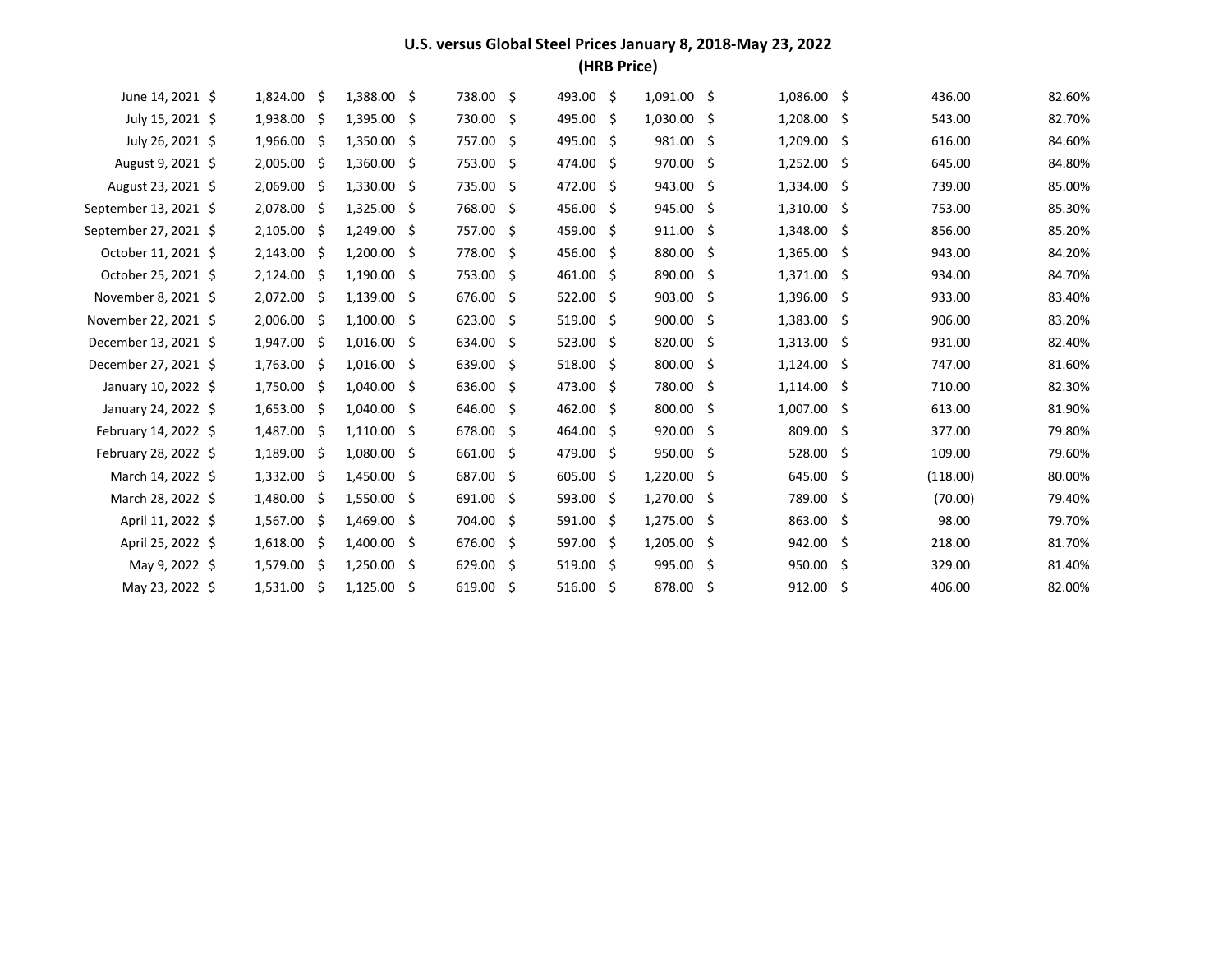## U.S. versus Global Steel Prices January 8, 2018-May 23, 2022
## (HRB Price)

| | | | | | | | | |
|---|---|---|---|---|---|---|---|---|
| June 14, 2021 | $ 1,824.00 | $ 1,388.00 | $ 738.00 | $ 493.00 | $ 1,091.00 | $ 1,086.00 | $ 436.00 | 82.60% |
| July 15, 2021 | $ 1,938.00 | $ 1,395.00 | $ 730.00 | $ 495.00 | $ 1,030.00 | $ 1,208.00 | $ 543.00 | 82.70% |
| July 26, 2021 | $ 1,966.00 | $ 1,350.00 | $ 757.00 | $ 495.00 | $ 981.00 | $ 1,209.00 | $ 616.00 | 84.60% |
| August 9, 2021 | $ 2,005.00 | $ 1,360.00 | $ 753.00 | $ 474.00 | $ 970.00 | $ 1,252.00 | $ 645.00 | 84.80% |
| August 23, 2021 | $ 2,069.00 | $ 1,330.00 | $ 735.00 | $ 472.00 | $ 943.00 | $ 1,334.00 | $ 739.00 | 85.00% |
| September 13, 2021 | $ 2,078.00 | $ 1,325.00 | $ 768.00 | $ 456.00 | $ 945.00 | $ 1,310.00 | $ 753.00 | 85.30% |
| September 27, 2021 | $ 2,105.00 | $ 1,249.00 | $ 757.00 | $ 459.00 | $ 911.00 | $ 1,348.00 | $ 856.00 | 85.20% |
| October 11, 2021 | $ 2,143.00 | $ 1,200.00 | $ 778.00 | $ 456.00 | $ 880.00 | $ 1,365.00 | $ 943.00 | 84.20% |
| October 25, 2021 | $ 2,124.00 | $ 1,190.00 | $ 753.00 | $ 461.00 | $ 890.00 | $ 1,371.00 | $ 934.00 | 84.70% |
| November 8, 2021 | $ 2,072.00 | $ 1,139.00 | $ 676.00 | $ 522.00 | $ 903.00 | $ 1,396.00 | $ 933.00 | 83.40% |
| November 22, 2021 | $ 2,006.00 | $ 1,100.00 | $ 623.00 | $ 519.00 | $ 900.00 | $ 1,383.00 | $ 906.00 | 83.20% |
| December 13, 2021 | $ 1,947.00 | $ 1,016.00 | $ 634.00 | $ 523.00 | $ 820.00 | $ 1,313.00 | $ 931.00 | 82.40% |
| December 27, 2021 | $ 1,763.00 | $ 1,016.00 | $ 639.00 | $ 518.00 | $ 800.00 | $ 1,124.00 | $ 747.00 | 81.60% |
| January 10, 2022 | $ 1,750.00 | $ 1,040.00 | $ 636.00 | $ 473.00 | $ 780.00 | $ 1,114.00 | $ 710.00 | 82.30% |
| January 24, 2022 | $ 1,653.00 | $ 1,040.00 | $ 646.00 | $ 462.00 | $ 800.00 | $ 1,007.00 | $ 613.00 | 81.90% |
| February 14, 2022 | $ 1,487.00 | $ 1,110.00 | $ 678.00 | $ 464.00 | $ 920.00 | $ 809.00 | $ 377.00 | 79.80% |
| February 28, 2022 | $ 1,189.00 | $ 1,080.00 | $ 661.00 | $ 479.00 | $ 950.00 | $ 528.00 | $ 109.00 | 79.60% |
| March 14, 2022 | $ 1,332.00 | $ 1,450.00 | $ 687.00 | $ 605.00 | $ 1,220.00 | $ 645.00 | $ (118.00) | 80.00% |
| March 28, 2022 | $ 1,480.00 | $ 1,550.00 | $ 691.00 | $ 593.00 | $ 1,270.00 | $ 789.00 | $ (70.00) | 79.40% |
| April 11, 2022 | $ 1,567.00 | $ 1,469.00 | $ 704.00 | $ 591.00 | $ 1,275.00 | $ 863.00 | $ 98.00 | 79.70% |
| April 25, 2022 | $ 1,618.00 | $ 1,400.00 | $ 676.00 | $ 597.00 | $ 1,205.00 | $ 942.00 | $ 218.00 | 81.70% |
| May 9, 2022 | $ 1,579.00 | $ 1,250.00 | $ 629.00 | $ 519.00 | $ 995.00 | $ 950.00 | $ 329.00 | 81.40% |
| May 23, 2022 | $ 1,531.00 | $ 1,125.00 | $ 619.00 | $ 516.00 | $ 878.00 | $ 912.00 | $ 406.00 | 82.00% |